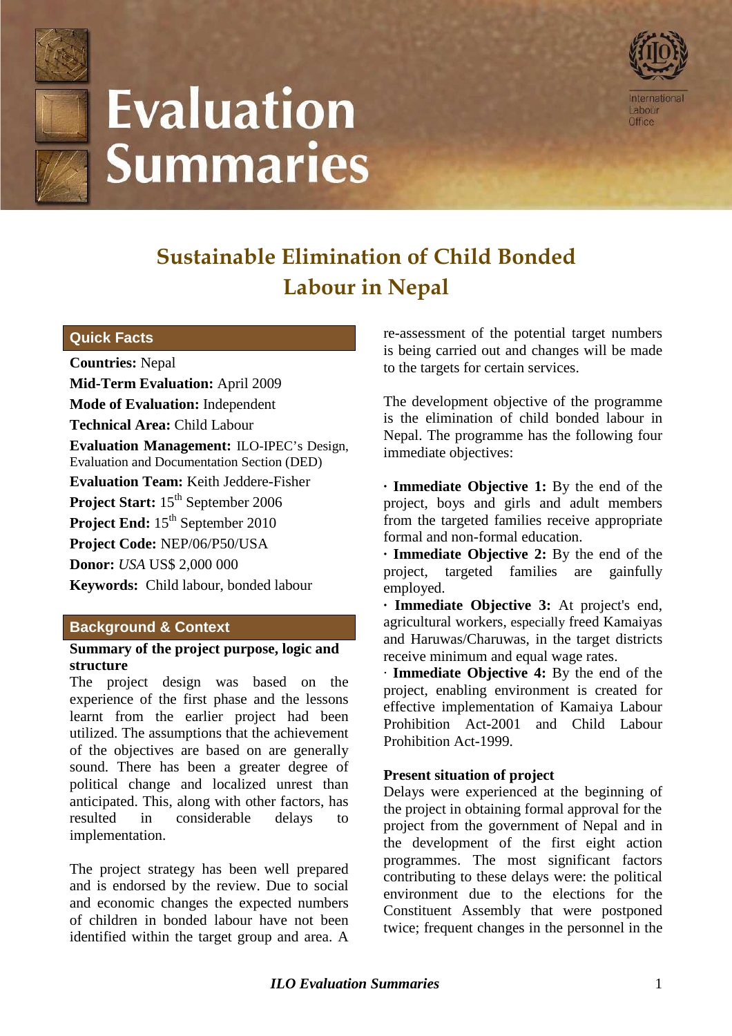# Evaluation Summaries

International Labour Office

## Sustainable Elimination of Child Bonded Labour in Nepal

### Quick Facts

**Countries:** Nepal
**Mid-Term Evaluation:** April 2009
**Mode of Evaluation:** Independent
**Technical Area:** Child Labour
**Evaluation Management:** ILO-IPEC's Design, Evaluation and Documentation Section (DED)
**Evaluation Team:** Keith Jeddere-Fisher
**Project Start:** 15th September 2006
**Project End:** 15th September 2010
**Project Code:** NEP/06/P50/USA
**Donor:** *USA* US$ 2,000 000
**Keywords:** Child labour, bonded labour

### Background & Context

**Summary of the project purpose, logic and structure**

The project design was based on the experience of the first phase and the lessons learnt from the earlier project had been utilized. The assumptions that the achievement of the objectives are based on are generally sound. There has been a greater degree of political change and localized unrest than anticipated. This, along with other factors, has resulted in considerable delays to implementation.

The project strategy has been well prepared and is endorsed by the review. Due to social and economic changes the expected numbers of children in bonded labour have not been identified within the target group and area. A re-assessment of the potential target numbers is being carried out and changes will be made to the targets for certain services.

The development objective of the programme is the elimination of child bonded labour in Nepal. The programme has the following four immediate objectives:

- **Immediate Objective 1:** By the end of the project, boys and girls and adult members from the targeted families receive appropriate formal and non-formal education.
- **Immediate Objective 2:** By the end of the project, targeted families are gainfully employed.
- **Immediate Objective 3:** At project's end, agricultural workers, especially freed Kamaiyas and Haruwas/Charuwas, in the target districts receive minimum and equal wage rates.
- **Immediate Objective 4:** By the end of the project, enabling environment is created for effective implementation of Kamaiya Labour Prohibition Act-2001 and Child Labour Prohibition Act-1999.

**Present situation of project**

Delays were experienced at the beginning of the project in obtaining formal approval for the project from the government of Nepal and in the development of the first eight action programmes. The most significant factors contributing to these delays were: the political environment due to the elections for the Constituent Assembly that were postponed twice; frequent changes in the personnel in the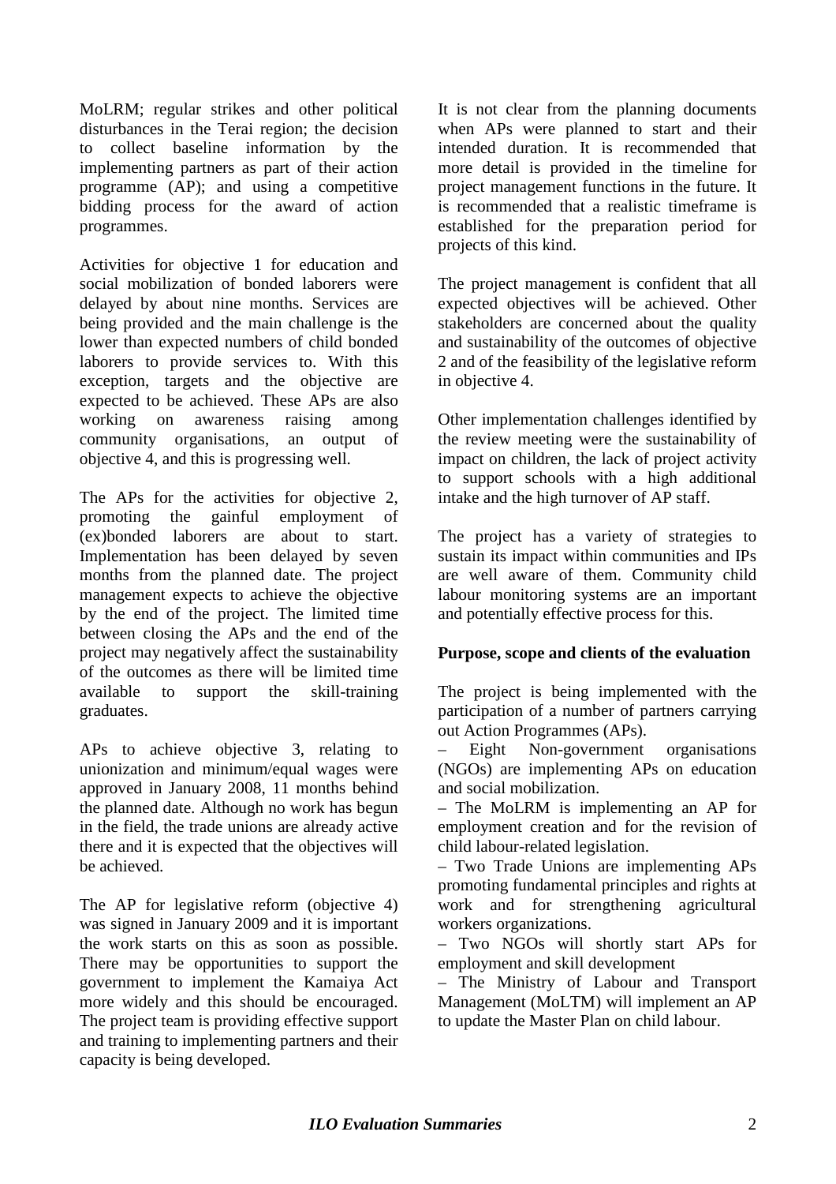MoLRM; regular strikes and other political disturbances in the Terai region; the decision to collect baseline information by the implementing partners as part of their action programme (AP); and using a competitive bidding process for the award of action programmes.

Activities for objective 1 for education and social mobilization of bonded laborers were delayed by about nine months. Services are being provided and the main challenge is the lower than expected numbers of child bonded laborers to provide services to. With this exception, targets and the objective are expected to be achieved. These APs are also working on awareness raising among community organisations, an output of objective 4, and this is progressing well.

The APs for the activities for objective 2, promoting the gainful employment of (ex)bonded laborers are about to start. Implementation has been delayed by seven months from the planned date. The project management expects to achieve the objective by the end of the project. The limited time between closing the APs and the end of the project may negatively affect the sustainability of the outcomes as there will be limited time available to support the skill-training graduates.

APs to achieve objective 3, relating to unionization and minimum/equal wages were approved in January 2008, 11 months behind the planned date. Although no work has begun in the field, the trade unions are already active there and it is expected that the objectives will be achieved.

The AP for legislative reform (objective 4) was signed in January 2009 and it is important the work starts on this as soon as possible. There may be opportunities to support the government to implement the Kamaiya Act more widely and this should be encouraged. The project team is providing effective support and training to implementing partners and their capacity is being developed.

It is not clear from the planning documents when APs were planned to start and their intended duration. It is recommended that more detail is provided in the timeline for project management functions in the future. It is recommended that a realistic timeframe is established for the preparation period for projects of this kind.

The project management is confident that all expected objectives will be achieved. Other stakeholders are concerned about the quality and sustainability of the outcomes of objective 2 and of the feasibility of the legislative reform in objective 4.

Other implementation challenges identified by the review meeting were the sustainability of impact on children, the lack of project activity to support schools with a high additional intake and the high turnover of AP staff.

The project has a variety of strategies to sustain its impact within communities and IPs are well aware of them. Community child labour monitoring systems are an important and potentially effective process for this.

**Purpose, scope and clients of the evaluation**

The project is being implemented with the participation of a number of partners carrying out Action Programmes (APs).

– Eight Non-government organisations (NGOs) are implementing APs on education and social mobilization.
– The MoLRM is implementing an AP for employment creation and for the revision of child labour-related legislation.
– Two Trade Unions are implementing APs promoting fundamental principles and rights at work and for strengthening agricultural workers organizations.
– Two NGOs will shortly start APs for employment and skill development
– The Ministry of Labour and Transport Management (MoLTM) will implement an AP to update the Master Plan on child labour.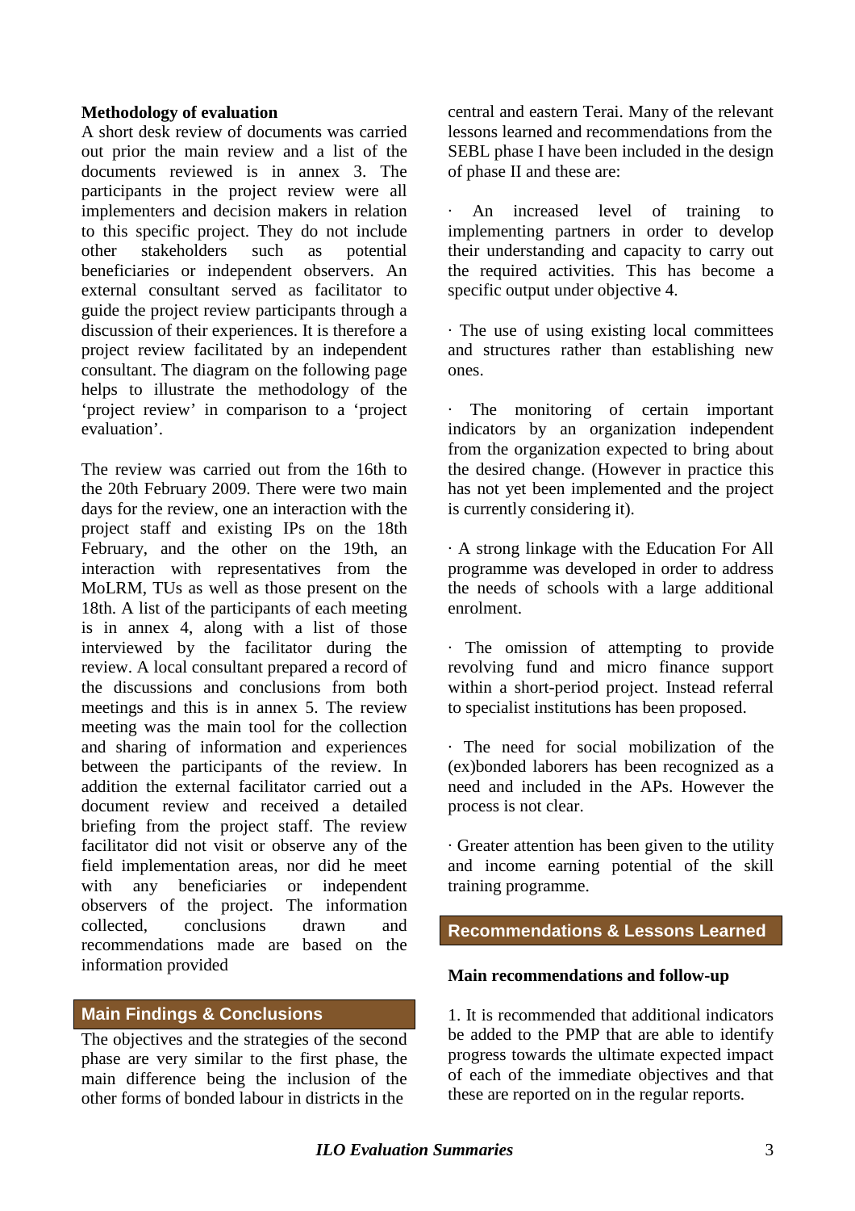**Methodology of evaluation**

A short desk review of documents was carried out prior the main review and a list of the documents reviewed is in annex 3. The participants in the project review were all implementers and decision makers in relation to this specific project. They do not include other stakeholders such as potential beneficiaries or independent observers. An external consultant served as facilitator to guide the project review participants through a discussion of their experiences. It is therefore a project review facilitated by an independent consultant. The diagram on the following page helps to illustrate the methodology of the 'project review' in comparison to a 'project evaluation'.

The review was carried out from the 16th to the 20th February 2009. There were two main days for the review, one an interaction with the project staff and existing IPs on the 18th February, and the other on the 19th, an interaction with representatives from the MoLRM, TUs as well as those present on the 18th. A list of the participants of each meeting is in annex 4, along with a list of those interviewed by the facilitator during the review. A local consultant prepared a record of the discussions and conclusions from both meetings and this is in annex 5. The review meeting was the main tool for the collection and sharing of information and experiences between the participants of the review. In addition the external facilitator carried out a document review and received a detailed briefing from the project staff. The review facilitator did not visit or observe any of the field implementation areas, nor did he meet with any beneficiaries or independent observers of the project. The information collected, conclusions drawn and recommendations made are based on the information provided

## Main Findings & Conclusions

The objectives and the strategies of the second phase are very similar to the first phase, the main difference being the inclusion of the other forms of bonded labour in districts in the central and eastern Terai. Many of the relevant lessons learned and recommendations from the SEBL phase I have been included in the design of phase II and these are:

· An increased level of training to implementing partners in order to develop their understanding and capacity to carry out the required activities. This has become a specific output under objective 4.

· The use of using existing local committees and structures rather than establishing new ones.

· The monitoring of certain important indicators by an organization independent from the organization expected to bring about the desired change. (However in practice this has not yet been implemented and the project is currently considering it).

· A strong linkage with the Education For All programme was developed in order to address the needs of schools with a large additional enrolment.

· The omission of attempting to provide revolving fund and micro finance support within a short-period project. Instead referral to specialist institutions has been proposed.

· The need for social mobilization of the (ex)bonded laborers has been recognized as a need and included in the APs. However the process is not clear.

· Greater attention has been given to the utility and income earning potential of the skill training programme.

## Recommendations & Lessons Learned

**Main recommendations and follow-up**

1. It is recommended that additional indicators be added to the PMP that are able to identify progress towards the ultimate expected impact of each of the immediate objectives and that these are reported on in the regular reports.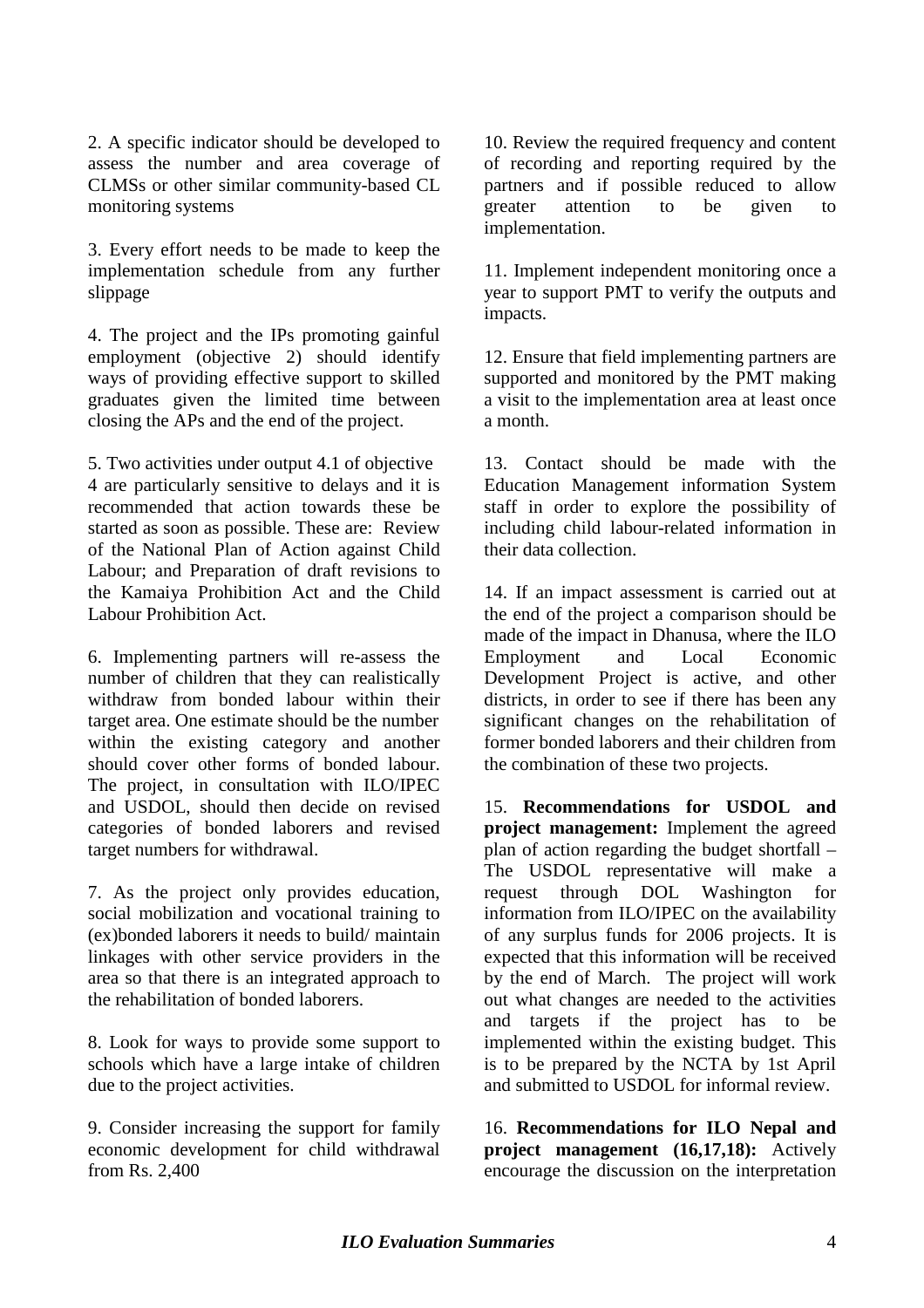2. A specific indicator should be developed to assess the number and area coverage of CLMSs or other similar community-based CL monitoring systems

3. Every effort needs to be made to keep the implementation schedule from any further slippage

4. The project and the IPs promoting gainful employment (objective 2) should identify ways of providing effective support to skilled graduates given the limited time between closing the APs and the end of the project.

5. Two activities under output 4.1 of objective 4 are particularly sensitive to delays and it is recommended that action towards these be started as soon as possible. These are: Review of the National Plan of Action against Child Labour; and Preparation of draft revisions to the Kamaiya Prohibition Act and the Child Labour Prohibition Act.

6. Implementing partners will re-assess the number of children that they can realistically withdraw from bonded labour within their target area. One estimate should be the number within the existing category and another should cover other forms of bonded labour. The project, in consultation with ILO/IPEC and USDOL, should then decide on revised categories of bonded laborers and revised target numbers for withdrawal.

7. As the project only provides education, social mobilization and vocational training to (ex)bonded laborers it needs to build/ maintain linkages with other service providers in the area so that there is an integrated approach to the rehabilitation of bonded laborers.

8. Look for ways to provide some support to schools which have a large intake of children due to the project activities.

9. Consider increasing the support for family economic development for child withdrawal from Rs. 2,400

10. Review the required frequency and content of recording and reporting required by the partners and if possible reduced to allow greater attention to be given to implementation.

11. Implement independent monitoring once a year to support PMT to verify the outputs and impacts.

12. Ensure that field implementing partners are supported and monitored by the PMT making a visit to the implementation area at least once a month.

13. Contact should be made with the Education Management information System staff in order to explore the possibility of including child labour-related information in their data collection.

14. If an impact assessment is carried out at the end of the project a comparison should be made of the impact in Dhanusa, where the ILO Employment and Local Economic Development Project is active, and other districts, in order to see if there has been any significant changes on the rehabilitation of former bonded laborers and their children from the combination of these two projects.

15. **Recommendations for USDOL and project management:** Implement the agreed plan of action regarding the budget shortfall – The USDOL representative will make a request through DOL Washington for information from ILO/IPEC on the availability of any surplus funds for 2006 projects. It is expected that this information will be received by the end of March. The project will work out what changes are needed to the activities and targets if the project has to be implemented within the existing budget. This is to be prepared by the NCTA by 1st April and submitted to USDOL for informal review.

16. **Recommendations for ILO Nepal and project management (16,17,18):** Actively encourage the discussion on the interpretation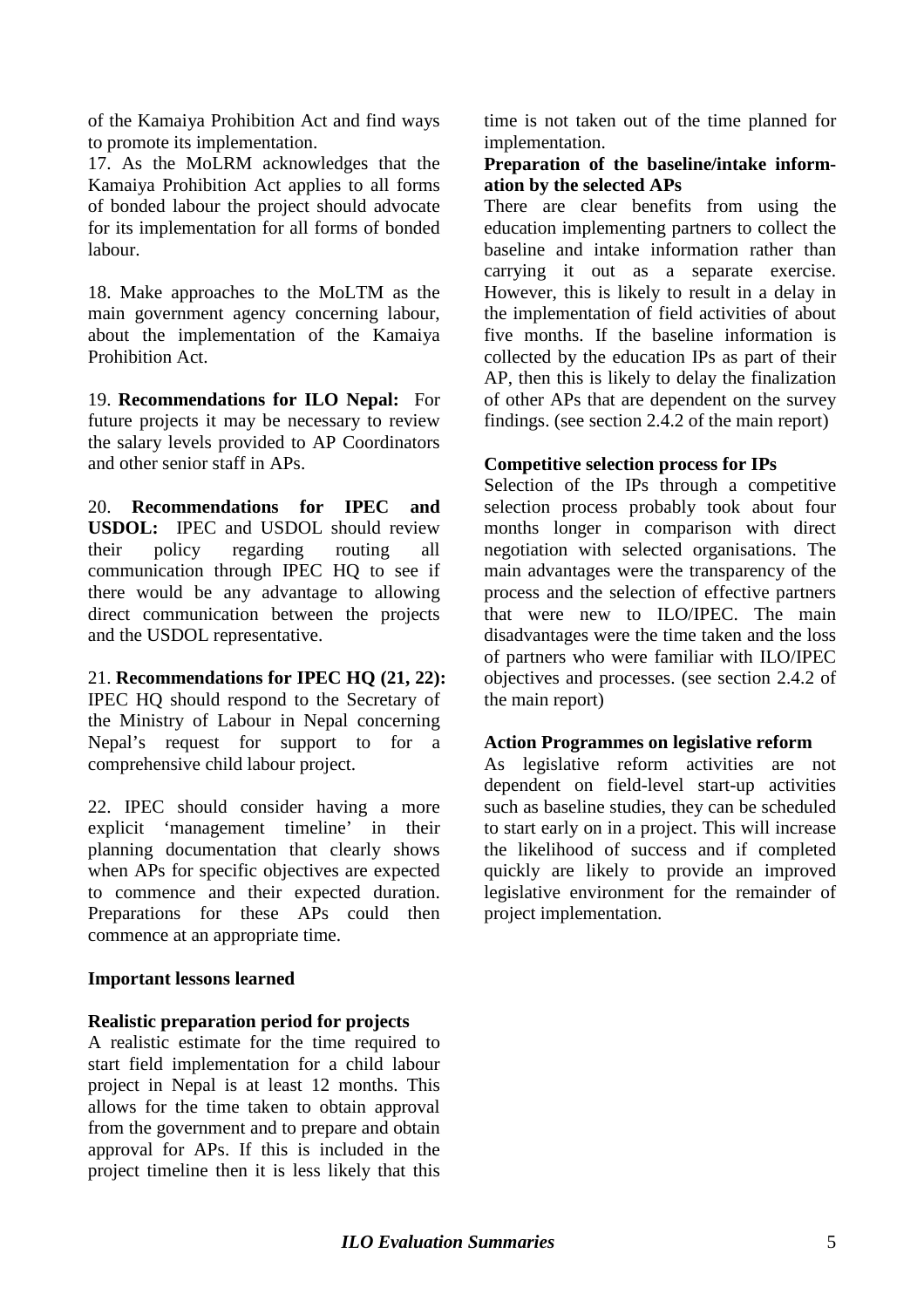of the Kamaiya Prohibition Act and find ways to promote its implementation.

17. As the MoLRM acknowledges that the Kamaiya Prohibition Act applies to all forms of bonded labour the project should advocate for its implementation for all forms of bonded labour.

18. Make approaches to the MoLTM as the main government agency concerning labour, about the implementation of the Kamaiya Prohibition Act.

19. **Recommendations for ILO Nepal:** For future projects it may be necessary to review the salary levels provided to AP Coordinators and other senior staff in APs.

20. **Recommendations for IPEC and USDOL:** IPEC and USDOL should review their policy regarding routing all communication through IPEC HQ to see if there would be any advantage to allowing direct communication between the projects and the USDOL representative.

21. **Recommendations for IPEC HQ (21, 22):** IPEC HQ should respond to the Secretary of the Ministry of Labour in Nepal concerning Nepal's request for support to for a comprehensive child labour project.

22. IPEC should consider having a more explicit 'management timeline' in their planning documentation that clearly shows when APs for specific objectives are expected to commence and their expected duration. Preparations for these APs could then commence at an appropriate time.

**Important lessons learned**

**Realistic preparation period for projects**

A realistic estimate for the time required to start field implementation for a child labour project in Nepal is at least 12 months. This allows for the time taken to obtain approval from the government and to prepare and obtain approval for APs. If this is included in the project timeline then it is less likely that this time is not taken out of the time planned for implementation.

**Preparation of the baseline/intake information by the selected APs**

There are clear benefits from using the education implementing partners to collect the baseline and intake information rather than carrying it out as a separate exercise. However, this is likely to result in a delay in the implementation of field activities of about five months. If the baseline information is collected by the education IPs as part of their AP, then this is likely to delay the finalization of other APs that are dependent on the survey findings. (see section 2.4.2 of the main report)

**Competitive selection process for IPs**

Selection of the IPs through a competitive selection process probably took about four months longer in comparison with direct negotiation with selected organisations. The main advantages were the transparency of the process and the selection of effective partners that were new to ILO/IPEC. The main disadvantages were the time taken and the loss of partners who were familiar with ILO/IPEC objectives and processes. (see section 2.4.2 of the main report)

**Action Programmes on legislative reform**

As legislative reform activities are not dependent on field-level start-up activities such as baseline studies, they can be scheduled to start early on in a project. This will increase the likelihood of success and if completed quickly are likely to provide an improved legislative environment for the remainder of project implementation.